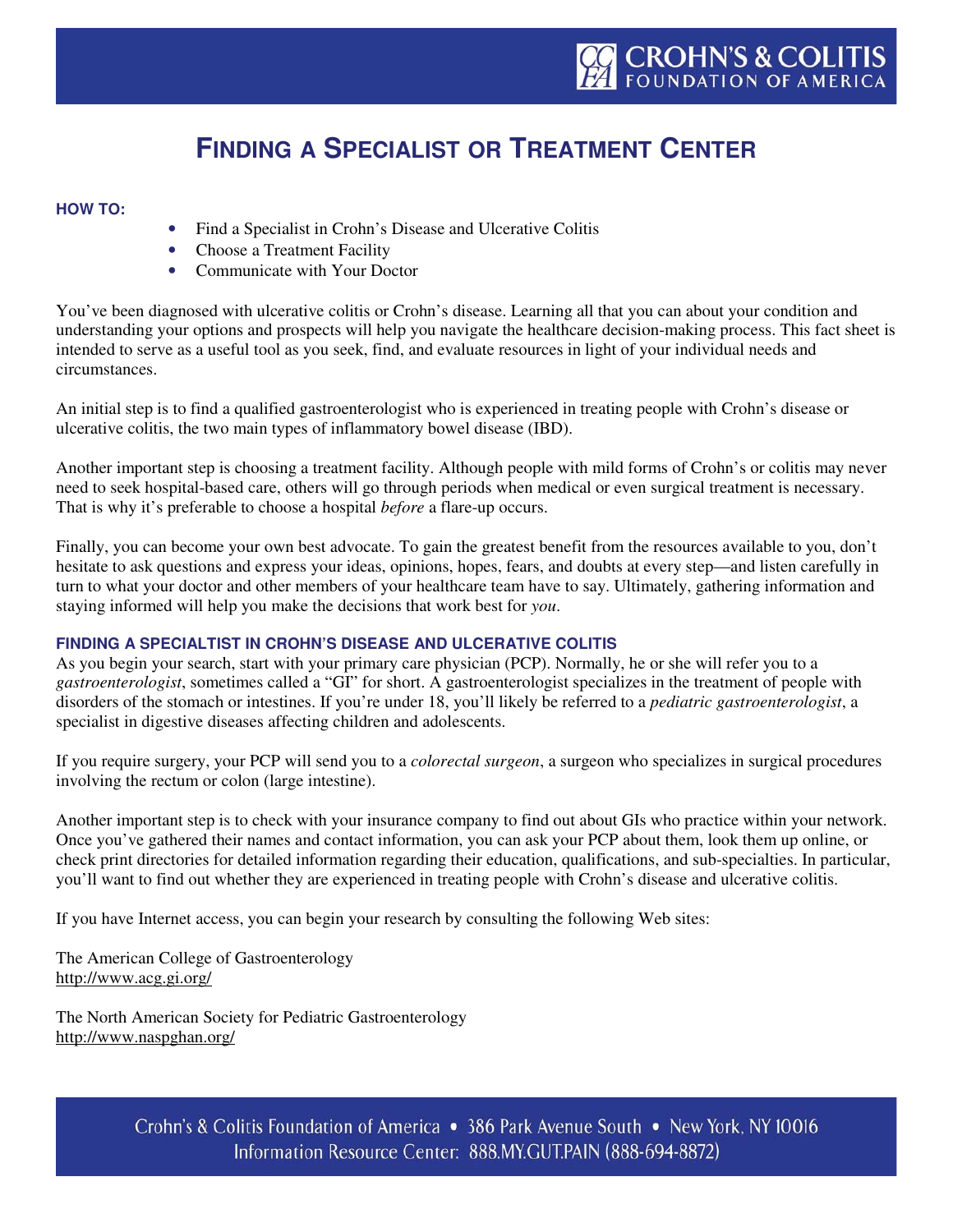# FINDING A SPECIALIST OR TREATMENT CENTER

**HOW TO:**

- Find a Specialist in Crohn's Disease and Ulcerative Colitis
- Choose a Treatment Facility
- Communicate with Your Doctor

You've been diagnosed with ulcerative colitis or Crohn's disease. Learning all that you can about your condition and understanding your options and prospects will help you navigate the healthcare decision-making process. This fact sheet is intended to serve as a useful tool as you seek, find, and evaluate resources in light of your individual needs and circumstances.

An initial step is to find a qualified gastroenterologist who is experienced in treating people with Crohn's disease or ulcerative colitis, the two main types of inflammatory bowel disease (IBD).

Another important step is choosing a treatment facility. Although people with mild forms of Crohn's or colitis may never need to seek hospital-based care, others will go through periods when medical or even surgical treatment is necessary. That is why it's preferable to choose a hospital *before* a flare-up occurs.

Finally, you can become your own best advocate. To gain the greatest benefit from the resources available to you, don't hesitate to ask questions and express your ideas, opinions, hopes, fears, and doubts at every step—and listen carefully in turn to what your doctor and other members of your healthcare team have to say. Ultimately, gathering information and staying informed will help you make the decisions that work best for *you*.

## FINDING A SPECIALTIST IN CROHN'S DISEASE AND ULCERATIVE COLITIS

As you begin your search, start with your primary care physician (PCP). Normally, he or she will refer you to a *gastroenterologist*, sometimes called a "GI" for short. A gastroenterologist specializes in the treatment of people with disorders of the stomach or intestines. If you're under 18, you'll likely be referred to a *pediatric gastroenterologist*, a specialist in digestive diseases affecting children and adolescents.

If you require surgery, your PCP will send you to a *colorectal surgeon*, a surgeon who specializes in surgical procedures involving the rectum or colon (large intestine).

Another important step is to check with your insurance company to find out about GIs who practice within your network. Once you've gathered their names and contact information, you can ask your PCP about them, look them up online, or check print directories for detailed information regarding their education, qualifications, and sub-specialties. In particular, you'll want to find out whether they are experienced in treating people with Crohn's disease and ulcerative colitis.

If you have Internet access, you can begin your research by consulting the following Web sites:

The American College of Gastroenterology
http://www.acg.gi.org/

The North American Society for Pediatric Gastroenterology
http://www.naspghan.org/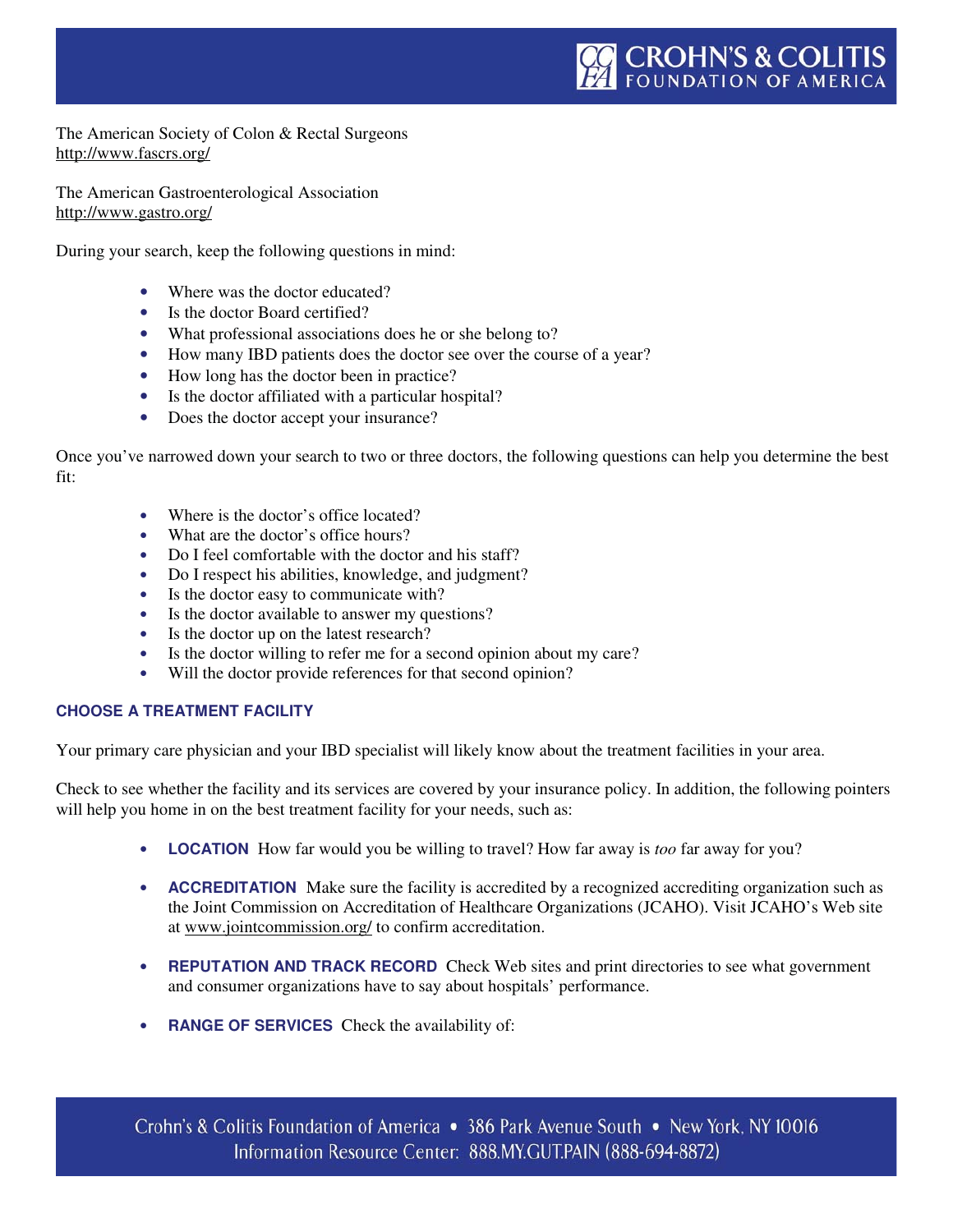The American Society of Colon & Rectal Surgeons
http://www.fascrs.org/

The American Gastroenterological Association
http://www.gastro.org/

During your search, keep the following questions in mind:

- Where was the doctor educated?
- Is the doctor Board certified?
- What professional associations does he or she belong to?
- How many IBD patients does the doctor see over the course of a year?
- How long has the doctor been in practice?
- Is the doctor affiliated with a particular hospital?
- Does the doctor accept your insurance?

Once you've narrowed down your search to two or three doctors, the following questions can help you determine the best fit:

- Where is the doctor's office located?
- What are the doctor's office hours?
- Do I feel comfortable with the doctor and his staff?
- Do I respect his abilities, knowledge, and judgment?
- Is the doctor easy to communicate with?
- Is the doctor available to answer my questions?
- Is the doctor up on the latest research?
- Is the doctor willing to refer me for a second opinion about my care?
- Will the doctor provide references for that second opinion?

### CHOOSE A TREATMENT FACILITY

Your primary care physician and your IBD specialist will likely know about the treatment facilities in your area.

Check to see whether the facility and its services are covered by your insurance policy. In addition, the following pointers will help you home in on the best treatment facility for your needs, such as:

- **LOCATION** How far would you be willing to travel? How far away is *too* far away for you?
- **ACCREDITATION** Make sure the facility is accredited by a recognized accrediting organization such as the Joint Commission on Accreditation of Healthcare Organizations (JCAHO). Visit JCAHO's Web site at www.jointcommission.org/ to confirm accreditation.
- **REPUTATION AND TRACK RECORD** Check Web sites and print directories to see what government and consumer organizations have to say about hospitals' performance.
- **RANGE OF SERVICES** Check the availability of: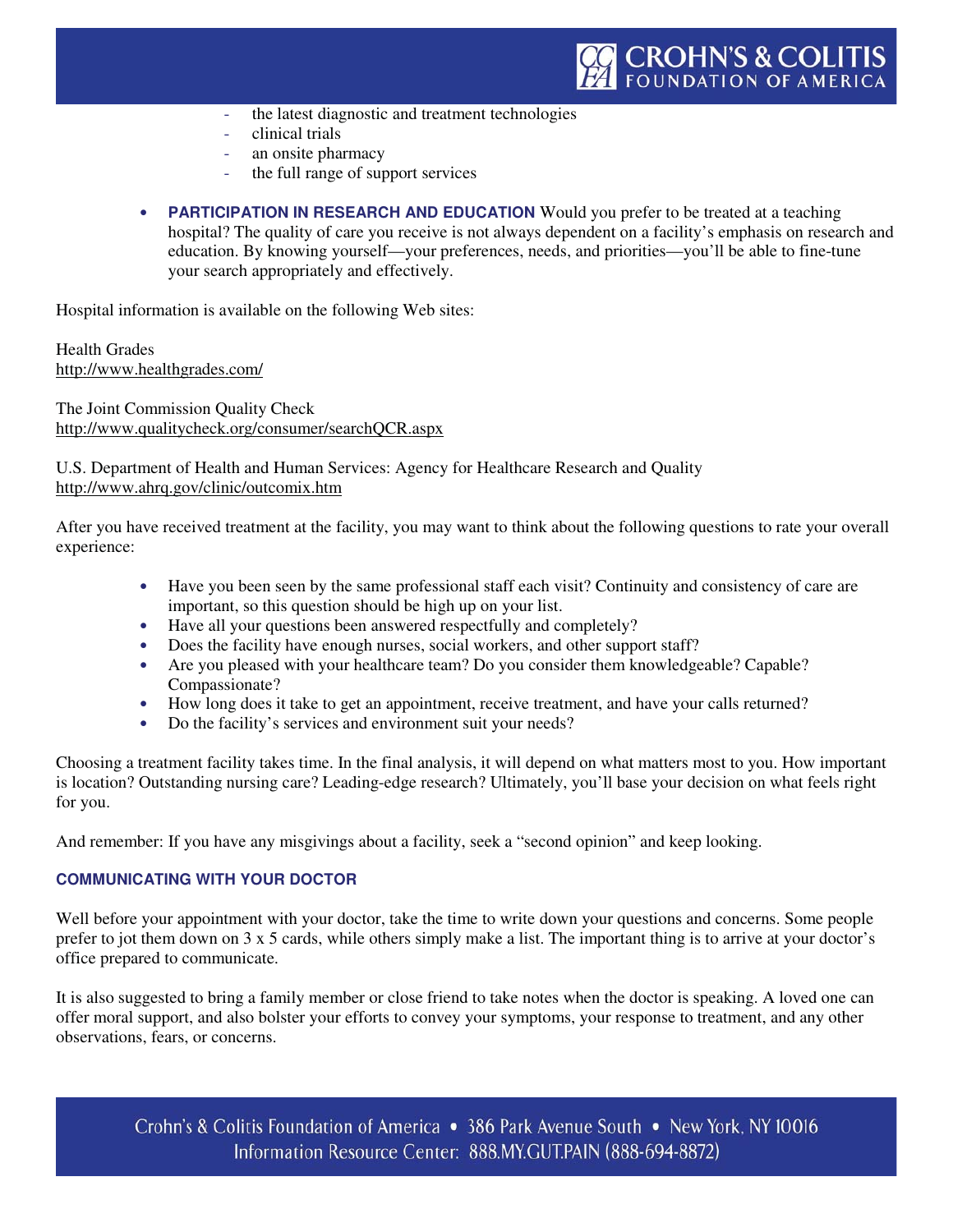- the latest diagnostic and treatment technologies
- clinical trials
- an onsite pharmacy
- the full range of support services

- **PARTICIPATION IN RESEARCH AND EDUCATION** Would you prefer to be treated at a teaching hospital? The quality of care you receive is not always dependent on a facility's emphasis on research and education. By knowing yourself—your preferences, needs, and priorities—you'll be able to fine-tune your search appropriately and effectively.

Hospital information is available on the following Web sites:

Health Grades
http://www.healthgrades.com/

The Joint Commission Quality Check
http://www.qualitycheck.org/consumer/searchQCR.aspx

U.S. Department of Health and Human Services: Agency for Healthcare Research and Quality
http://www.ahrq.gov/clinic/outcomix.htm

After you have received treatment at the facility, you may want to think about the following questions to rate your overall experience:

- Have you been seen by the same professional staff each visit? Continuity and consistency of care are important, so this question should be high up on your list.
- Have all your questions been answered respectfully and completely?
- Does the facility have enough nurses, social workers, and other support staff?
- Are you pleased with your healthcare team? Do you consider them knowledgeable? Capable? Compassionate?
- How long does it take to get an appointment, receive treatment, and have your calls returned?
- Do the facility's services and environment suit your needs?

Choosing a treatment facility takes time. In the final analysis, it will depend on what matters most to you. How important is location? Outstanding nursing care? Leading-edge research? Ultimately, you'll base your decision on what feels right for you.

And remember: If you have any misgivings about a facility, seek a "second opinion" and keep looking.

## COMMUNICATING WITH YOUR DOCTOR

Well before your appointment with your doctor, take the time to write down your questions and concerns. Some people prefer to jot them down on 3 x 5 cards, while others simply make a list. The important thing is to arrive at your doctor's office prepared to communicate.

It is also suggested to bring a family member or close friend to take notes when the doctor is speaking. A loved one can offer moral support, and also bolster your efforts to convey your symptoms, your response to treatment, and any other observations, fears, or concerns.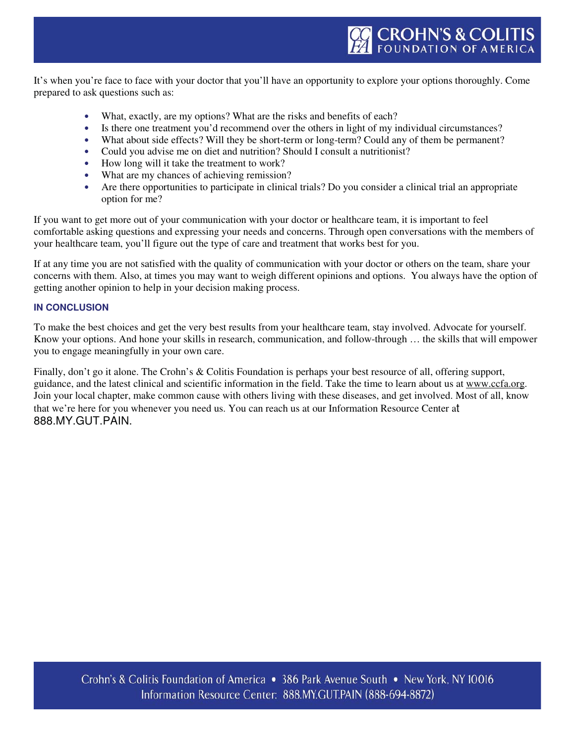It's when you're face to face with your doctor that you'll have an opportunity to explore your options thoroughly. Come prepared to ask questions such as:

- What, exactly, are my options? What are the risks and benefits of each?
- Is there one treatment you'd recommend over the others in light of my individual circumstances?
- What about side effects? Will they be short-term or long-term? Could any of them be permanent?
- Could you advise me on diet and nutrition? Should I consult a nutritionist?
- How long will it take the treatment to work?
- What are my chances of achieving remission?
- Are there opportunities to participate in clinical trials? Do you consider a clinical trial an appropriate option for me?

If you want to get more out of your communication with your doctor or healthcare team, it is important to feel comfortable asking questions and expressing your needs and concerns. Through open conversations with the members of your healthcare team, you'll figure out the type of care and treatment that works best for you.

If at any time you are not satisfied with the quality of communication with your doctor or others on the team, share your concerns with them. Also, at times you may want to weigh different opinions and options. You always have the option of getting another opinion to help in your decision making process.

### IN CONCLUSION

To make the best choices and get the very best results from your healthcare team, stay involved. Advocate for yourself. Know your options. And hone your skills in research, communication, and follow-through … the skills that will empower you to engage meaningfully in your own care.

Finally, don't go it alone. The Crohn's & Colitis Foundation is perhaps your best resource of all, offering support, guidance, and the latest clinical and scientific information in the field. Take the time to learn about us at www.ccfa.org. Join your local chapter, make common cause with others living with these diseases, and get involved. Most of all, know that we're here for you whenever you need us. You can reach us at our Information Resource Center at 888.MY.GUT.PAIN.